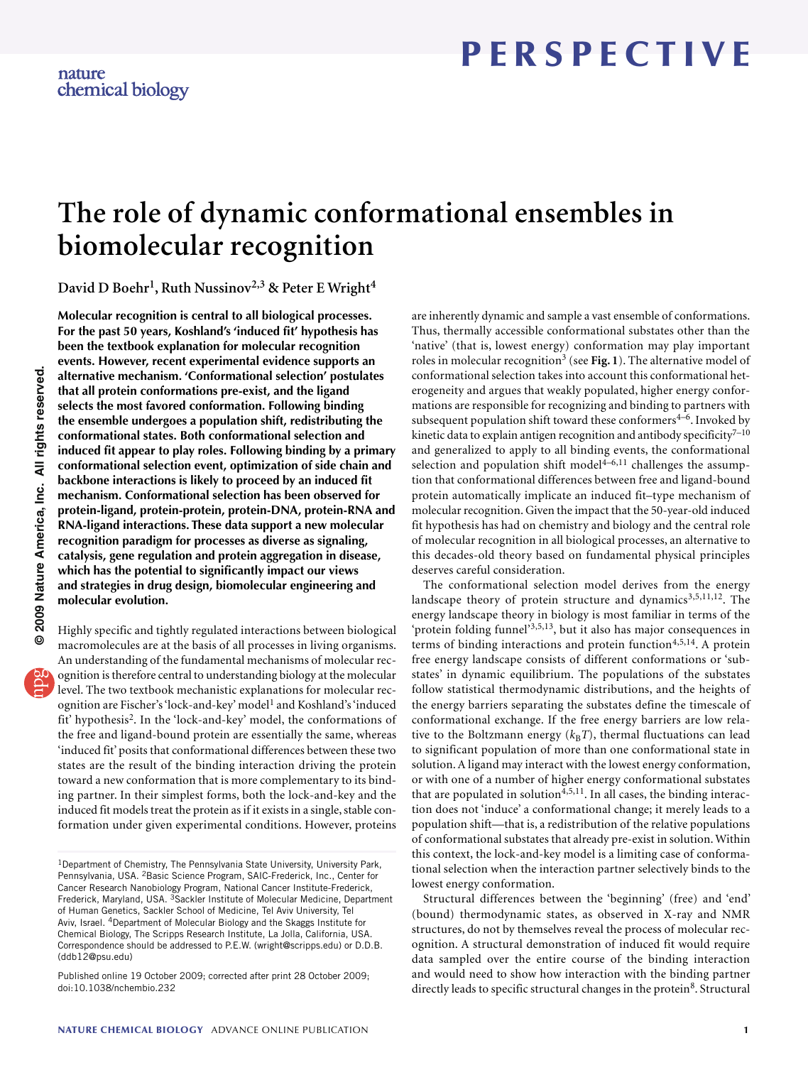# The role of dynamic conformational ensembles in biomolecular recognition

David D Boehr[1], Ruth Nussinov[2,3] & Peter E Wright[4]

**Molecular recognition is central to all biological processes. For the past 50 years, Koshland's 'induced fit' hypothesis has been the textbook explanation for molecular recognition events. However, recent experimental evidence supports an alternative mechanism. 'Conformational selection' postulates that all protein conformations pre-exist, and the ligand selects the most favored conformation. Following binding the ensemble undergoes a population shift, redistributing the conformational states. Both conformational selection and induced fit appear to play roles. Following binding by a primary conformational selection event, optimization of side chain and backbone interactions is likely to proceed by an induced fit mechanism. Conformational selection has been observed for protein-ligand, protein-protein, protein-DNA, protein-RNA and RNA-ligand interactions. These data support a new molecular recognition paradigm for processes as diverse as signaling, catalysis, gene regulation and protein aggregation in disease, which has the potential to significantly impact our views and strategies in drug design, biomolecular engineering and molecular evolution.**

Highly specific and tightly regulated interactions between biological macromolecules are at the basis of all processes in living organisms. An understanding of the fundamental mechanisms of molecular recognition is therefore central to understanding biology at the molecular level. The two textbook mechanistic explanations for molecular recognition are Fischer's 'lock-and-key' model[1] and Koshland's 'induced fit' hypothesis[2]. In the 'lock-and-key' model, the conformations of the free and ligand-bound protein are essentially the same, whereas 'induced fit' posits that conformational differences between these two states are the result of the binding interaction driving the protein toward a new conformation that is more complementary to its binding partner. In their simplest forms, both the lock-and-key and the induced fit models treat the protein as if it exists in a single, stable conformation under given experimental conditions. However, proteins are inherently dynamic and sample a vast ensemble of conformations. Thus, thermally accessible conformational substates other than the 'native' (that is, lowest energy) conformation may play important roles in molecular recognition[3] (see **Fig. 1**). The alternative model of conformational selection takes into account this conformational heterogeneity and argues that weakly populated, higher energy conformations are responsible for recognizing and binding to partners with subsequent population shift toward these conformers[4–6]. Invoked by kinetic data to explain antigen recognition and antibody specificity[7–10] and generalized to apply to all binding events, the conformational selection and population shift model[4–6,11] challenges the assumption that conformational differences between free and ligand-bound protein automatically implicate an induced fit–type mechanism of molecular recognition. Given the impact that the 50-year-old induced fit hypothesis has had on chemistry and biology and the central role of molecular recognition in all biological processes, an alternative to this decades-old theory based on fundamental physical principles deserves careful consideration.

The conformational selection model derives from the energy landscape theory of protein structure and dynamics[3,5,11,12]. The energy landscape theory in biology is most familiar in terms of the 'protein folding funnel'[3,5,13], but it also has major consequences in terms of binding interactions and protein function[4,5,14]. A protein free energy landscape consists of different conformations or 'substates' in dynamic equilibrium. The populations of the substates follow statistical thermodynamic distributions, and the heights of the energy barriers separating the substates define the timescale of conformational exchange. If the free energy barriers are low relative to the Boltzmann energy ($k_BT$), thermal fluctuations can lead to significant population of more than one conformational state in solution. A ligand may interact with the lowest energy conformation, or with one of a number of higher energy conformational substates that are populated in solution[4,5,11]. In all cases, the binding interaction does not 'induce' a conformational change; it merely leads to a population shift—that is, a redistribution of the relative populations of conformational substates that already pre-exist in solution. Within this context, the lock-and-key model is a limiting case of conformational selection when the interaction partner selectively binds to the lowest energy conformation.

Structural differences between the 'beginning' (free) and 'end' (bound) thermodynamic states, as observed in X-ray and NMR structures, do not by themselves reveal the process of molecular recognition. A structural demonstration of induced fit would require data sampled over the entire course of the binding interaction and would need to show how interaction with the binding partner directly leads to specific structural changes in the protein[8]. Structural

[1]Department of Chemistry, The Pennsylvania State University, University Park, Pennsylvania, USA. [2]Basic Science Program, SAIC-Frederick, Inc., Center for Cancer Research Nanobiology Program, National Cancer Institute-Frederick, Frederick, Maryland, USA. [3]Sackler Institute of Molecular Medicine, Department of Human Genetics, Sackler School of Medicine, Tel Aviv University, Tel Aviv, Israel. [4]Department of Molecular Biology and the Skaggs Institute for Chemical Biology, The Scripps Research Institute, La Jolla, California, USA. Correspondence should be addressed to P.E.W. (wright@scripps.edu) or D.D.B. (ddb12@psu.edu)

Published online 19 October 2009; corrected after print 28 October 2009; doi:10.1038/nchembio.232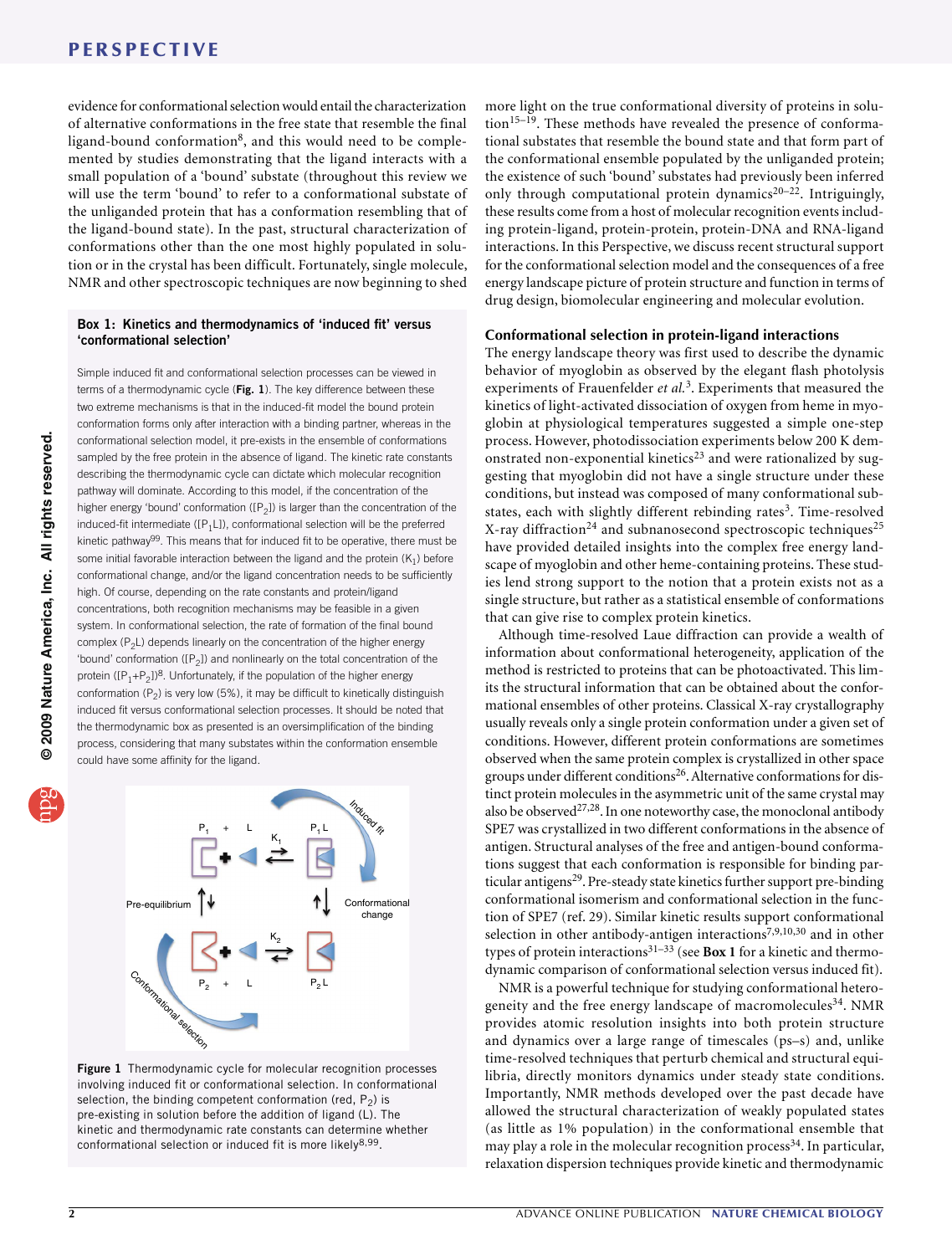evidence for conformational selection would entail the characterization of alternative conformations in the free state that resemble the final ligand-bound conformation[8], and this would need to be complemented by studies demonstrating that the ligand interacts with a small population of a 'bound' substate (throughout this review we will use the term 'bound' to refer to a conformational substate of the unliganded protein that has a conformation resembling that of the ligand-bound state). In the past, structural characterization of conformations other than the one most highly populated in solution or in the crystal has been difficult. Fortunately, single molecule, NMR and other spectroscopic techniques are now beginning to shed more light on the true conformational diversity of proteins in solution[15–19]. These methods have revealed the presence of conformational substates that resemble the bound state and that form part of the conformational ensemble populated by the unliganded protein; the existence of such 'bound' substates had previously been inferred only through computational protein dynamics[20–22]. Intriguingly, these results come from a host of molecular recognition events including protein-ligand, protein-protein, protein-DNA and RNA-ligand interactions. In this Perspective, we discuss recent structural support for the conformational selection model and the consequences of a free energy landscape picture of protein structure and function in terms of drug design, biomolecular engineering and molecular evolution.

### Box 1: Kinetics and thermodynamics of 'induced fit' versus 'conformational selection'

Simple induced fit and conformational selection processes can be viewed in terms of a thermodynamic cycle (**Fig. 1**). The key difference between these two extreme mechanisms is that in the induced-fit model the bound protein conformation forms only after interaction with a binding partner, whereas in the conformational selection model, it pre-exists in the ensemble of conformations sampled by the free protein in the absence of ligand. The kinetic rate constants describing the thermodynamic cycle can dictate which molecular recognition pathway will dominate. According to this model, if the concentration of the higher energy 'bound' conformation ([$P_2$]) is larger than the concentration of the induced-fit intermediate ([$P_1L$]), conformational selection will be the preferred kinetic pathway[99]. This means that for induced fit to be operative, there must be some initial favorable interaction between the ligand and the protein ($K_1$) before conformational change, and/or the ligand concentration needs to be sufficiently high. Of course, depending on the rate constants and protein/ligand concentrations, both recognition mechanisms may be feasible in a given system. In conformational selection, the rate of formation of the final bound complex ($P_2L$) depends linearly on the concentration of the higher energy 'bound' conformation ([$P_2$]) and nonlinearly on the total concentration of the protein ([$P_1$+$P_2$])[8]. Unfortunately, if the population of the higher energy conformation ($P_2$) is very low (5%), it may be difficult to kinetically distinguish induced fit versus conformational selection processes. It should be noted that the thermodynamic box as presented is an oversimplification of the binding process, considering that many substates within the conformation ensemble could have some affinity for the ligand.

**Figure 1** Thermodynamic cycle for molecular recognition processes involving induced fit or conformational selection. In conformational selection, the binding competent conformation (red, $P_2$) is pre-existing in solution before the addition of ligand (L). The kinetic and thermodynamic rate constants can determine whether conformational selection or induced fit is more likely[8,99].

## Conformational selection in protein-ligand interactions

The energy landscape theory was first used to describe the dynamic behavior of myoglobin as observed by the elegant flash photolysis experiments of Frauenfelder *et al.*[3]. Experiments that measured the kinetics of light-activated dissociation of oxygen from heme in myoglobin at physiological temperatures suggested a simple one-step process. However, photodissociation experiments below 200 K demonstrated non-exponential kinetics[23] and were rationalized by suggesting that myoglobin did not have a single structure under these conditions, but instead was composed of many conformational substates, each with slightly different rebinding rates[3]. Time-resolved X-ray diffraction[24] and subnanosecond spectroscopic techniques[25] have provided detailed insights into the complex free energy landscape of myoglobin and other heme-containing proteins. These studies lend strong support to the notion that a protein exists not as a single structure, but rather as a statistical ensemble of conformations that can give rise to complex protein kinetics.

Although time-resolved Laue diffraction can provide a wealth of information about conformational heterogeneity, application of the method is restricted to proteins that can be photoactivated. This limits the structural information that can be obtained about the conformational ensembles of other proteins. Classical X-ray crystallography usually reveals only a single protein conformation under a given set of conditions. However, different protein conformations are sometimes observed when the same protein complex is crystallized in other space groups under different conditions[26]. Alternative conformations for distinct protein molecules in the asymmetric unit of the same crystal may also be observed[27,28]. In one noteworthy case, the monoclonal antibody SPE7 was crystallized in two different conformations in the absence of antigen. Structural analyses of the free and antigen-bound conformations suggest that each conformation is responsible for binding particular antigens[29]. Pre-steady state kinetics further support pre-binding conformational isomerism and conformational selection in the function of SPE7 (ref. 29). Similar kinetic results support conformational selection in other antibody-antigen interactions[7,9,10,30] and in other types of protein interactions[31–33] (see **Box 1** for a kinetic and thermodynamic comparison of conformational selection versus induced fit).

NMR is a powerful technique for studying conformational heterogeneity and the free energy landscape of macromolecules[34]. NMR provides atomic resolution insights into both protein structure and dynamics over a large range of timescales (ps–s) and, unlike time-resolved techniques that perturb chemical and structural equilibria, directly monitors dynamics under steady state conditions. Importantly, NMR methods developed over the past decade have allowed the structural characterization of weakly populated states (as little as 1% population) in the conformational ensemble that may play a role in the molecular recognition process[34]. In particular, relaxation dispersion techniques provide kinetic and thermodynamic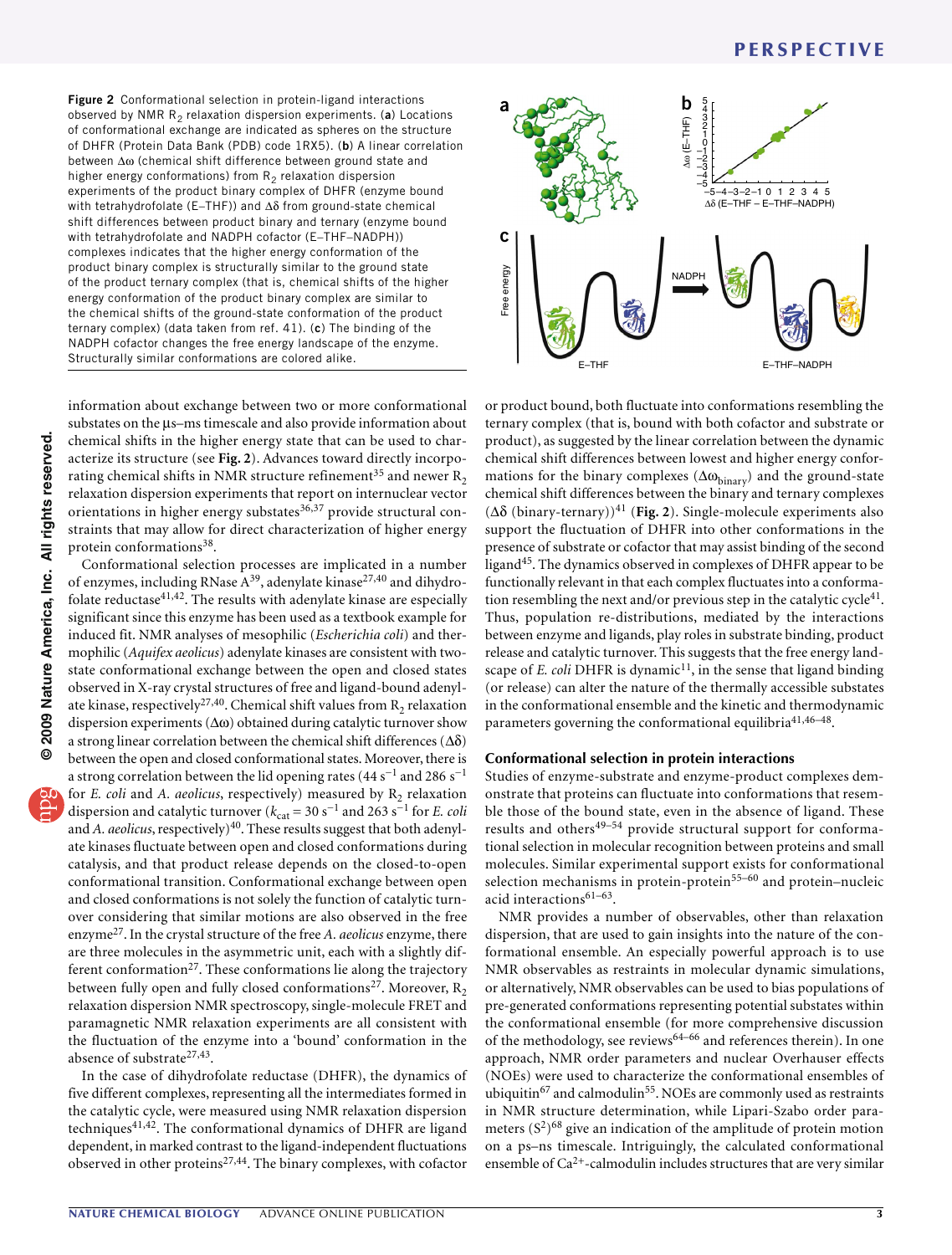Figure 2 Conformational selection in protein-ligand interactions observed by NMR $R_2$ relaxation dispersion experiments. (**a**) Locations of conformational exchange are indicated as spheres on the structure of DHFR (Protein Data Bank (PDB) code 1RX5). (**b**) A linear correlation between $\Delta\omega$ (chemical shift difference between ground state and higher energy conformations) from $R_2$ relaxation dispersion experiments of the product binary complex of DHFR (enzyme bound with tetrahydrofolate (E–THF)) and $\Delta\delta$ from ground-state chemical shift differences between product binary and ternary (enzyme bound with tetrahydrofolate and NADPH cofactor (E–THF–NADPH)) complexes indicates that the higher energy conformation of the product binary complex is structurally similar to the ground state of the product ternary complex (that is, chemical shifts of the higher energy conformation of the product binary complex are similar to the chemical shifts of the ground-state conformation of the product ternary complex) (data taken from ref. 41). (**c**) The binding of the NADPH cofactor changes the free energy landscape of the enzyme. Structurally similar conformations are colored alike.

information about exchange between two or more conformational substates on the μs–ms timescale and also provide information about chemical shifts in the higher energy state that can be used to characterize its structure (see **Fig. 2**). Advances toward directly incorporating chemical shifts in NMR structure refinement[35] and newer $R_2$ relaxation dispersion experiments that report on internuclear vector orientations in higher energy substates[36,37] provide structural constraints that may allow for direct characterization of higher energy protein conformations[38].

Conformational selection processes are implicated in a number of enzymes, including RNase A[39], adenylate kinase[27,40] and dihydrofolate reductase[41,42]. The results with adenylate kinase are especially significant since this enzyme has been used as a textbook example for induced fit. NMR analyses of mesophilic (*Escherichia coli*) and thermophilic (*Aquifex aeolicus*) adenylate kinases are consistent with two-state conformational exchange between the open and closed states observed in X-ray crystal structures of free and ligand-bound adenylate kinase, respectively[27,40]. Chemical shift values from $R_2$ relaxation dispersion experiments ($\Delta\omega$) obtained during catalytic turnover show a strong linear correlation between the chemical shift differences ($\Delta\delta$) between the open and closed conformational states. Moreover, there is a strong correlation between the lid opening rates (44 $s^{-1}$ and 286 $s^{-1}$ for *E. coli* and *A. aeolicus*, respectively) measured by $R_2$ relaxation dispersion and catalytic turnover ($k_{cat}$ = 30 $s^{-1}$ and 263 $s^{-1}$ for *E. coli* and *A. aeolicus*, respectively)[40]. These results suggest that both adenylate kinases fluctuate between open and closed conformations during catalysis, and that product release depends on the closed-to-open conformational transition. Conformational exchange between open and closed conformations is not solely the function of catalytic turnover considering that similar motions are also observed in the free enzyme[27]. In the crystal structure of the free *A. aeolicus* enzyme, there are three molecules in the asymmetric unit, each with a slightly different conformation[27]. These conformations lie along the trajectory between fully open and fully closed conformations[27]. Moreover, $R_2$ relaxation dispersion NMR spectroscopy, single-molecule FRET and paramagnetic NMR relaxation experiments are all consistent with the fluctuation of the enzyme into a 'bound' conformation in the absence of substrate[27,43].

In the case of dihydrofolate reductase (DHFR), the dynamics of five different complexes, representing all the intermediates formed in the catalytic cycle, were measured using NMR relaxation dispersion techniques[41,42]. The conformational dynamics of DHFR are ligand dependent, in marked contrast to the ligand-independent fluctuations observed in other proteins[27,44]. The binary complexes, with cofactor or product bound, both fluctuate into conformations resembling the ternary complex (that is, bound with both cofactor and substrate or product), as suggested by the linear correlation between the dynamic chemical shift differences between lowest and higher energy conformations for the binary complexes ($\Delta\omega_{binary}$) and the ground-state chemical shift differences between the binary and ternary complexes ($\Delta\delta$ (binary-ternary))[41] (**Fig. 2**). Single-molecule experiments also support the fluctuation of DHFR into other conformations in the presence of substrate or cofactor that may assist binding of the second ligand[45]. The dynamics observed in complexes of DHFR appear to be functionally relevant in that each complex fluctuates into a conformation resembling the next and/or previous step in the catalytic cycle[41]. Thus, population re-distributions, mediated by the interactions between enzyme and ligands, play roles in substrate binding, product release and catalytic turnover. This suggests that the free energy landscape of *E. coli* DHFR is dynamic[11], in the sense that ligand binding (or release) can alter the nature of the thermally accessible substates in the conformational ensemble and the kinetic and thermodynamic parameters governing the conformational equilibria[41,46–48].

### Conformational selection in protein interactions

Studies of enzyme-substrate and enzyme-product complexes demonstrate that proteins can fluctuate into conformations that resemble those of the bound state, even in the absence of ligand. These results and others[49–54] provide structural support for conformational selection in molecular recognition between proteins and small molecules. Similar experimental support exists for conformational selection mechanisms in protein-protein[55–60] and protein–nucleic acid interactions[61–63].

NMR provides a number of observables, other than relaxation dispersion, that are used to gain insights into the nature of the conformational ensemble. An especially powerful approach is to use NMR observables as restraints in molecular dynamic simulations, or alternatively, NMR observables can be used to bias populations of pre-generated conformations representing potential substates within the conformational ensemble (for more comprehensive discussion of the methodology, see reviews[64–66] and references therein). In one approach, NMR order parameters and nuclear Overhauser effects (NOEs) were used to characterize the conformational ensembles of ubiquitin[67] and calmodulin[55]. NOEs are commonly used as restraints in NMR structure determination, while Lipari-Szabo order parameters ($S^2$)[68] give an indication of the amplitude of protein motion on a ps–ns timescale. Intriguingly, the calculated conformational ensemble of $Ca^{2+}$-calmodulin includes structures that are very similar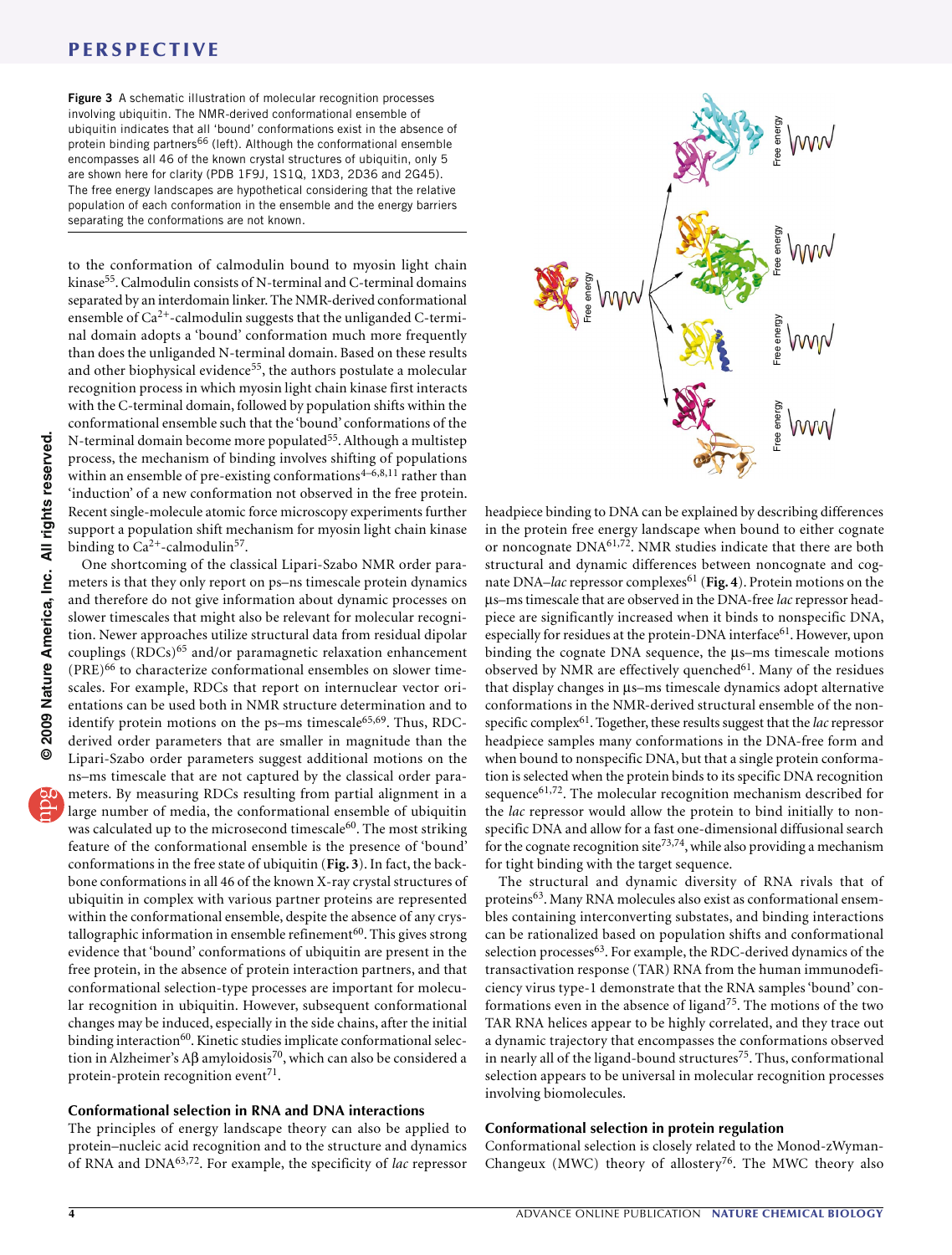**Figure 3** A schematic illustration of molecular recognition processes involving ubiquitin. The NMR-derived conformational ensemble of ubiquitin indicates that all 'bound' conformations exist in the absence of protein binding partners[66] (left). Although the conformational ensemble encompasses all 46 of the known crystal structures of ubiquitin, only 5 are shown here for clarity (PDB 1F9J, 1S1Q, 1XD3, 2D36 and 2G45). The free energy landscapes are hypothetical considering that the relative population of each conformation in the ensemble and the energy barriers separating the conformations are not known.

to the conformation of calmodulin bound to myosin light chain kinase[55]. Calmodulin consists of N-terminal and C-terminal domains separated by an interdomain linker. The NMR-derived conformational ensemble of $Ca^{2+}$-calmodulin suggests that the unliganded C-terminal domain adopts a 'bound' conformation much more frequently than does the unliganded N-terminal domain. Based on these results and other biophysical evidence[55], the authors postulate a molecular recognition process in which myosin light chain kinase first interacts with the C-terminal domain, followed by population shifts within the conformational ensemble such that the 'bound' conformations of the N-terminal domain become more populated[55]. Although a multistep process, the mechanism of binding involves shifting of populations within an ensemble of pre-existing conformations[4–6,8,11] rather than 'induction' of a new conformation not observed in the free protein. Recent single-molecule atomic force microscopy experiments further support a population shift mechanism for myosin light chain kinase binding to $Ca^{2+}$-calmodulin[57].

One shortcoming of the classical Lipari-Szabo NMR order parameters is that they only report on ps–ns timescale protein dynamics and therefore do not give information about dynamic processes on slower timescales that might also be relevant for molecular recognition. Newer approaches utilize structural data from residual dipolar couplings (RDCs)[65] and/or paramagnetic relaxation enhancement (PRE)[66] to characterize conformational ensembles on slower timescales. For example, RDCs that report on internuclear vector orientations can be used both in NMR structure determination and to identify protein motions on the ps–ms timescale[65,69]. Thus, RDC-derived order parameters that are smaller in magnitude than the Lipari-Szabo order parameters suggest additional motions on the ns–ms timescale that are not captured by the classical order parameters. By measuring RDCs resulting from partial alignment in a large number of media, the conformational ensemble of ubiquitin was calculated up to the microsecond timescale[60]. The most striking feature of the conformational ensemble is the presence of 'bound' conformations in the free state of ubiquitin (**Fig. 3**). In fact, the backbone conformations in all 46 of the known X-ray crystal structures of ubiquitin in complex with various partner proteins are represented within the conformational ensemble, despite the absence of any crystallographic information in ensemble refinement[60]. This gives strong evidence that 'bound' conformations of ubiquitin are present in the free protein, in the absence of protein interaction partners, and that conformational selection-type processes are important for molecular recognition in ubiquitin. However, subsequent conformational changes may be induced, especially in the side chains, after the initial binding interaction[60]. Kinetic studies implicate conformational selection in Alzheimer's Aβ amyloidosis[70], which can also be considered a protein-protein recognition event[71].

### Conformational selection in RNA and DNA interactions

The principles of energy landscape theory can also be applied to protein–nucleic acid recognition and to the structure and dynamics of RNA and DNA[63,72]. For example, the specificity of *lac* repressor headpiece binding to DNA can be explained by describing differences in the protein free energy landscape when bound to either cognate or noncognate DNA[61,72]. NMR studies indicate that there are both structural and dynamic differences between noncognate and cognate DNA–*lac* repressor complexes[61] (**Fig. 4**). Protein motions on the μs–ms timescale that are observed in the DNA-free *lac* repressor headpiece are significantly increased when it binds to nonspecific DNA, especially for residues at the protein-DNA interface[61]. However, upon binding the cognate DNA sequence, the μs–ms timescale motions observed by NMR are effectively quenched[61]. Many of the residues that display changes in μs–ms timescale dynamics adopt alternative conformations in the NMR-derived structural ensemble of the nonspecific complex[61]. Together, these results suggest that the *lac* repressor headpiece samples many conformations in the DNA-free form and when bound to nonspecific DNA, but that a single protein conformation is selected when the protein binds to its specific DNA recognition sequence[61,72]. The molecular recognition mechanism described for the *lac* repressor would allow the protein to bind initially to nonspecific DNA and allow for a fast one-dimensional diffusional search for the cognate recognition site[73,74], while also providing a mechanism for tight binding with the target sequence.

The structural and dynamic diversity of RNA rivals that of proteins[63]. Many RNA molecules also exist as conformational ensembles containing interconverting substates, and binding interactions can be rationalized based on population shifts and conformational selection processes[63]. For example, the RDC-derived dynamics of the transactivation response (TAR) RNA from the human immunodeficiency virus type-1 demonstrate that the RNA samples 'bound' conformations even in the absence of ligand[75]. The motions of the two TAR RNA helices appear to be highly correlated, and they trace out a dynamic trajectory that encompasses the conformations observed in nearly all of the ligand-bound structures[75]. Thus, conformational selection appears to be universal in molecular recognition processes involving biomolecules.

### Conformational selection in protein regulation

Conformational selection is closely related to the Monod-zWyman-Changeux (MWC) theory of allostery[76]. The MWC theory also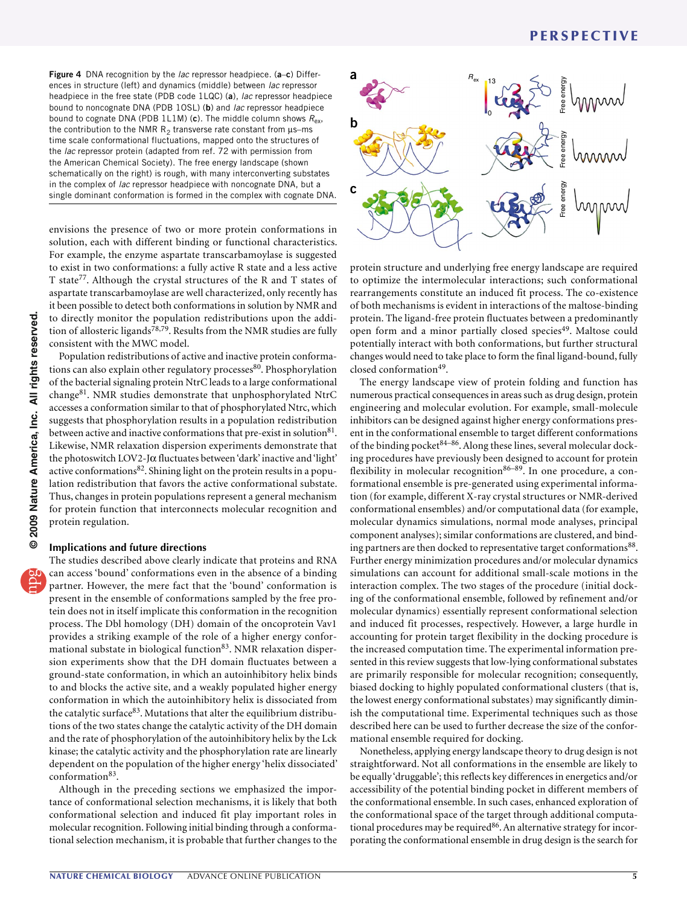**Figure 4** DNA recognition by the *lac* repressor headpiece. (**a**–**c**) Differences in structure (left) and dynamics (middle) between *lac* repressor headpiece in the free state (PDB code 1LQC) (**a**), *lac* repressor headpiece bound to noncognate DNA (PDB 1OSL) (**b**) and *lac* repressor headpiece bound to cognate DNA (PDB 1L1M) (**c**). The middle column shows $R_{ex}$, the contribution to the NMR $R_2$ transverse rate constant from µs–ms time scale conformational fluctuations, mapped onto the structures of the *lac* repressor protein (adapted from ref. 72 with permission from the American Chemical Society). The free energy landscape (shown schematically on the right) is rough, with many interconverting substates in the complex of *lac* repressor headpiece with noncognate DNA, but a single dominant conformation is formed in the complex with cognate DNA.

envisions the presence of two or more protein conformations in solution, each with different binding or functional characteristics. For example, the enzyme aspartate transcarbamoylase is suggested to exist in two conformations: a fully active R state and a less active T state[77]. Although the crystal structures of the R and T states of aspartate transcarbamoylase are well characterized, only recently has it been possible to detect both conformations in solution by NMR and to directly monitor the population redistributions upon the addition of allosteric ligands[78,79]. Results from the NMR studies are fully consistent with the MWC model.

Population redistributions of active and inactive protein conformations can also explain other regulatory processes[80]. Phosphorylation of the bacterial signaling protein NtrC leads to a large conformational change[81]. NMR studies demonstrate that unphosphorylated NtrC accesses a conformation similar to that of phosphorylated Ntrc, which suggests that phosphorylation results in a population redistribution between active and inactive conformations that pre-exist in solution[81]. Likewise, NMR relaxation dispersion experiments demonstrate that the photoswitch LOV2-Jα fluctuates between 'dark' inactive and 'light' active conformations[82]. Shining light on the protein results in a population redistribution that favors the active conformational substate. Thus, changes in protein populations represent a general mechanism for protein function that interconnects molecular recognition and protein regulation.

## Implications and future directions

The studies described above clearly indicate that proteins and RNA can access 'bound' conformations even in the absence of a binding partner. However, the mere fact that the 'bound' conformation is present in the ensemble of conformations sampled by the free protein does not in itself implicate this conformation in the recognition process. The Dbl homology (DH) domain of the oncoprotein Vav1 provides a striking example of the role of a higher energy conformational substate in biological function[83]. NMR relaxation dispersion experiments show that the DH domain fluctuates between a ground-state conformation, in which an autoinhibitory helix binds to and blocks the active site, and a weakly populated higher energy conformation in which the autoinhibitory helix is dissociated from the catalytic surface[83]. Mutations that alter the equilibrium distributions of the two states change the catalytic activity of the DH domain and the rate of phosphorylation of the autoinhibitory helix by the Lck kinase; the catalytic activity and the phosphorylation rate are linearly dependent on the population of the higher energy 'helix dissociated' conformation[83].

Although in the preceding sections we emphasized the importance of conformational selection mechanisms, it is likely that both conformational selection and induced fit play important roles in molecular recognition. Following initial binding through a conformational selection mechanism, it is probable that further changes to the protein structure and underlying free energy landscape are required to optimize the intermolecular interactions; such conformational rearrangements constitute an induced fit process. The co-existence of both mechanisms is evident in interactions of the maltose-binding protein. The ligand-free protein fluctuates between a predominantly open form and a minor partially closed species[49]. Maltose could potentially interact with both conformations, but further structural changes would need to take place to form the final ligand-bound, fully closed conformation[49].

The energy landscape view of protein folding and function has numerous practical consequences in areas such as drug design, protein engineering and molecular evolution. For example, small-molecule inhibitors can be designed against higher energy conformations present in the conformational ensemble to target different conformations of the binding pocket[84–86]. Along these lines, several molecular docking procedures have previously been designed to account for protein flexibility in molecular recognition[86–89]. In one procedure, a conformational ensemble is pre-generated using experimental information (for example, different X-ray crystal structures or NMR-derived conformational ensembles) and/or computational data (for example, molecular dynamics simulations, normal mode analyses, principal component analyses); similar conformations are clustered, and binding partners are then docked to representative target conformations[88]. Further energy minimization procedures and/or molecular dynamics simulations can account for additional small-scale motions in the interaction complex. The two stages of the procedure (initial docking of the conformational ensemble, followed by refinement and/or molecular dynamics) essentially represent conformational selection and induced fit processes, respectively. However, a large hurdle in accounting for protein target flexibility in the docking procedure is the increased computation time. The experimental information presented in this review suggests that low-lying conformational substates are primarily responsible for molecular recognition; consequently, biased docking to highly populated conformational clusters (that is, the lowest energy conformational substates) may significantly diminish the computational time. Experimental techniques such as those described here can be used to further decrease the size of the conformational ensemble required for docking.

Nonetheless, applying energy landscape theory to drug design is not straightforward. Not all conformations in the ensemble are likely to be equally 'druggable'; this reflects key differences in energetics and/or accessibility of the potential binding pocket in different members of the conformational ensemble. In such cases, enhanced exploration of the conformational space of the target through additional computational procedures may be required[86]. An alternative strategy for incorporating the conformational ensemble in drug design is the search for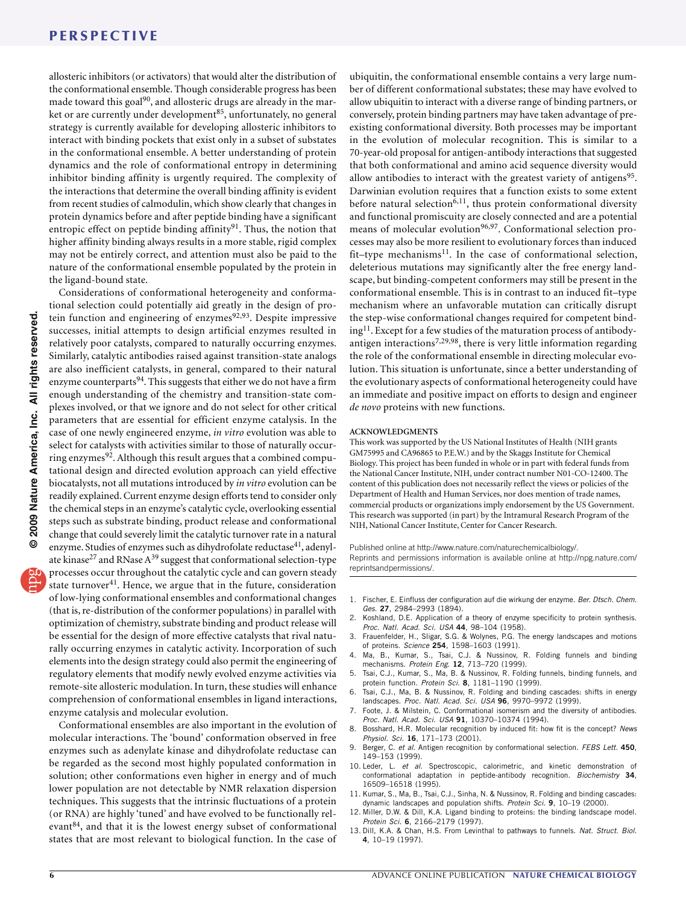allosteric inhibitors (or activators) that would alter the distribution of the conformational ensemble. Though considerable progress has been made toward this goal[90], and allosteric drugs are already in the market or are currently under development[85], unfortunately, no general strategy is currently available for developing allosteric inhibitors to interact with binding pockets that exist only in a subset of substates in the conformational ensemble. A better understanding of protein dynamics and the role of conformational entropy in determining inhibitor binding affinity is urgently required. The complexity of the interactions that determine the overall binding affinity is evident from recent studies of calmodulin, which show clearly that changes in protein dynamics before and after peptide binding have a significant entropic effect on peptide binding affinity[91]. Thus, the notion that higher affinity binding always results in a more stable, rigid complex may not be entirely correct, and attention must also be paid to the nature of the conformational ensemble populated by the protein in the ligand-bound state.

Considerations of conformational heterogeneity and conformational selection could potentially aid greatly in the design of protein function and engineering of enzymes[92,93]. Despite impressive successes, initial attempts to design artificial enzymes resulted in relatively poor catalysts, compared to naturally occurring enzymes. Similarly, catalytic antibodies raised against transition-state analogs are also inefficient catalysts, in general, compared to their natural enzyme counterparts[94]. This suggests that either we do not have a firm enough understanding of the chemistry and transition-state complexes involved, or that we ignore and do not select for other critical parameters that are essential for efficient enzyme catalysis. In the case of one newly engineered enzyme, *in vitro* evolution was able to select for catalysts with activities similar to those of naturally occurring enzymes[92]. Although this result argues that a combined computational design and directed evolution approach can yield effective biocatalysts, not all mutations introduced by *in vitro* evolution can be readily explained. Current enzyme design efforts tend to consider only the chemical steps in an enzyme's catalytic cycle, overlooking essential steps such as substrate binding, product release and conformational change that could severely limit the catalytic turnover rate in a natural enzyme. Studies of enzymes such as dihydrofolate reductase[41], adenylate kinase[27] and RNase A[39] suggest that conformational selection-type processes occur throughout the catalytic cycle and can govern steady state turnover[41]. Hence, we argue that in the future, consideration of low-lying conformational ensembles and conformational changes (that is, re-distribution of the conformer populations) in parallel with optimization of chemistry, substrate binding and product release will be essential for the design of more effective catalysts that rival naturally occurring enzymes in catalytic activity. Incorporation of such elements into the design strategy could also permit the engineering of regulatory elements that modify newly evolved enzyme activities via remote-site allosteric modulation. In turn, these studies will enhance comprehension of conformational ensembles in ligand interactions, enzyme catalysis and molecular evolution.

Conformational ensembles are also important in the evolution of molecular interactions. The 'bound' conformation observed in free enzymes such as adenylate kinase and dihydrofolate reductase can be regarded as the second most highly populated conformation in solution; other conformations even higher in energy and of much lower population are not detectable by NMR relaxation dispersion techniques. This suggests that the intrinsic fluctuations of a protein (or RNA) are highly 'tuned' and have evolved to be functionally relevant[84], and that it is the lowest energy subset of conformational states that are most relevant to biological function. In the case of ubiquitin, the conformational ensemble contains a very large number of different conformational substates; these may have evolved to allow ubiquitin to interact with a diverse range of binding partners, or conversely, protein binding partners may have taken advantage of pre-existing conformational diversity. Both processes may be important in the evolution of molecular recognition. This is similar to a 70-year-old proposal for antigen-antibody interactions that suggested that both conformational and amino acid sequence diversity would allow antibodies to interact with the greatest variety of antigens[95]. Darwinian evolution requires that a function exists to some extent before natural selection[6,11], thus protein conformational diversity and functional promiscuity are closely connected and are a potential means of molecular evolution[96,97]. Conformational selection processes may also be more resilient to evolutionary forces than induced fit–type mechanisms[11]. In the case of conformational selection, deleterious mutations may significantly alter the free energy landscape, but binding-competent conformers may still be present in the conformational ensemble. This is in contrast to an induced fit–type mechanism where an unfavorable mutation can critically disrupt the step-wise conformational changes required for competent binding[11]. Except for a few studies of the maturation process of antibody-antigen interactions[7,29,98], there is very little information regarding the role of the conformational ensemble in directing molecular evolution. This situation is unfortunate, since a better understanding of the evolutionary aspects of conformational heterogeneity could have an immediate and positive impact on efforts to design and engineer *de novo* proteins with new functions.

#### ACKNOWLEDGMENTS

This work was supported by the US National Institutes of Health (NIH grants GM75995 and CA96865 to P.E.W.) and by the Skaggs Institute for Chemical Biology. This project has been funded in whole or in part with federal funds from the National Cancer Institute, NIH, under contract number N01-CO-12400. The content of this publication does not necessarily reflect the views or policies of the Department of Health and Human Services, nor does mention of trade names, commercial products or organizations imply endorsement by the US Government. This research was supported (in part) by the Intramural Research Program of the NIH, National Cancer Institute, Center for Cancer Research.

Published online at http://www.nature.com/naturechemicalbiology/.
Reprints and permissions information is available online at http://npg.nature.com/reprintsandpermissions/.

1. Fischer, E. Einfluss der configuration auf die wirkung der enzyme. *Ber. Dtsch. Chem. Ges.* **27**, 2984–2993 (1894).
2. Koshland, D.E. Application of a theory of enzyme specificity to protein synthesis. *Proc. Natl. Acad. Sci. USA* **44**, 98–104 (1958).
3. Frauenfelder, H., Sligar, S.G. & Wolynes, P.G. The energy landscapes and motions of proteins. *Science* **254**, 1598–1603 (1991).
4. Ma, B., Kumar, S., Tsai, C.J. & Nussinov, R. Folding funnels and binding mechanisms. *Protein Eng.* **12**, 713–720 (1999).
5. Tsai, C.J., Kumar, S., Ma, B. & Nussinov, R. Folding funnels, binding funnels, and protein function. *Protein Sci.* **8**, 1181–1190 (1999).
6. Tsai, C.J., Ma, B. & Nussinov, R. Folding and binding cascades: shifts in energy landscapes. *Proc. Natl. Acad. Sci. USA* **96**, 9970–9972 (1999).
7. Foote, J. & Milstein, C. Conformational isomerism and the diversity of antibodies. *Proc. Natl. Acad. Sci. USA* **91**, 10370–10374 (1994).
8. Bosshard, H.R. Molecular recognition by induced fit: how fit is the concept? *News Physiol. Sci.* **16**, 171–173 (2001).
9. Berger, C. *et al.* Antigen recognition by conformational selection. *FEBS Lett.* **450**, 149–153 (1999).
10. Leder, L. *et al.* Spectroscopic, calorimetric, and kinetic demonstration of conformational adaptation in peptide-antibody recognition. *Biochemistry* **34**, 16509–16518 (1995).
11. Kumar, S., Ma, B., Tsai, C.J., Sinha, N. & Nussinov, R. Folding and binding cascades: dynamic landscapes and population shifts. *Protein Sci.* **9**, 10–19 (2000).
12. Miller, D.W. & Dill, K.A. Ligand binding to proteins: the binding landscape model. *Protein Sci.* **6**, 2166–2179 (1997).
13. Dill, K.A. & Chan, H.S. From Levinthal to pathways to funnels. *Nat. Struct. Biol.* **4**, 10–19 (1997).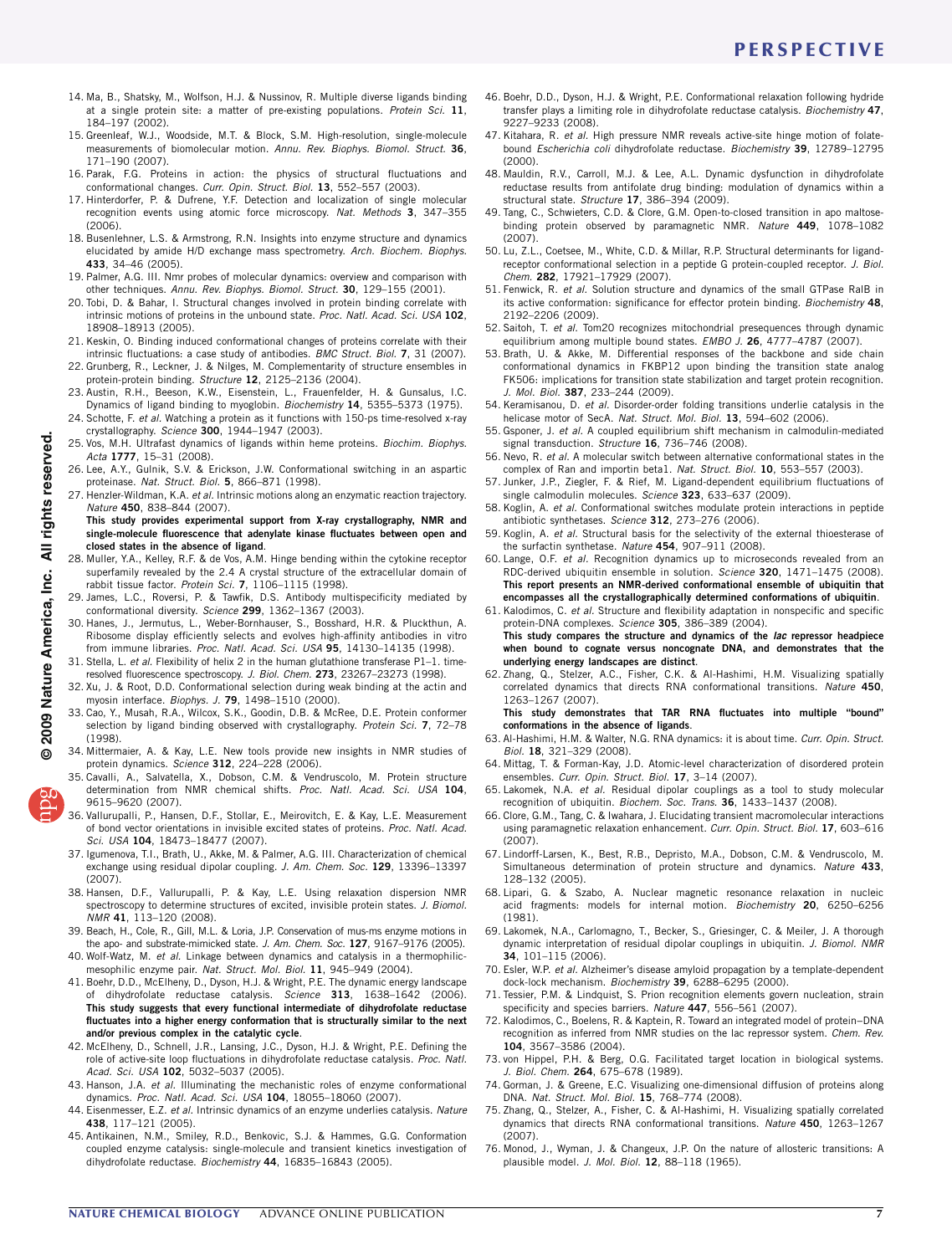14. Ma, B., Shatsky, M., Wolfson, H.J. & Nussinov, R. Multiple diverse ligands binding at a single protein site: a matter of pre-existing populations. *Protein Sci.* **11**, 184–197 (2002).
15. Greenleaf, W.J., Woodside, M.T. & Block, S.M. High-resolution, single-molecule measurements of biomolecular motion. *Annu. Rev. Biophys. Biomol. Struct.* **36**, 171–190 (2007).
16. Parak, F.G. Proteins in action: the physics of structural fluctuations and conformational changes. *Curr. Opin. Struct. Biol.* **13**, 552–557 (2003).
17. Hinterdorfer, P. & Dufrene, Y.F. Detection and localization of single molecular recognition events using atomic force microscopy. *Nat. Methods* **3**, 347–355 (2006).
18. Busenlehner, L.S. & Armstrong, R.N. Insights into enzyme structure and dynamics elucidated by amide H/D exchange mass spectrometry. *Arch. Biochem. Biophys.* **433**, 34–46 (2005).
19. Palmer, A.G. III. Nmr probes of molecular dynamics: overview and comparison with other techniques. *Annu. Rev. Biophys. Biomol. Struct.* **30**, 129–155 (2001).
20. Tobi, D. & Bahar, I. Structural changes involved in protein binding correlate with intrinsic motions of proteins in the unbound state. *Proc. Natl. Acad. Sci. USA* **102**, 18908–18913 (2005).
21. Keskin, O. Binding induced conformational changes of proteins correlate with their intrinsic fluctuations: a case study of antibodies. *BMC Struct. Biol.* **7**, 31 (2007).
22. Grunberg, R., Leckner, J. & Nilges, M. Complementarity of structure ensembles in protein-protein binding. *Structure* **12**, 2125–2136 (2004).
23. Austin, R.H., Beeson, K.W., Eisenstein, L., Frauenfelder, H. & Gunsalus, I.C. Dynamics of ligand binding to myoglobin. *Biochemistry* **14**, 5355–5373 (1975).
24. Schotte, F. *et al.* Watching a protein as it functions with 150-ps time-resolved x-ray crystallography. *Science* **300**, 1944–1947 (2003).
25. Vos, M.H. Ultrafast dynamics of ligands within heme proteins. *Biochim. Biophys. Acta* **1777**, 15–31 (2008).
26. Lee, A.Y., Gulnik, S.V. & Erickson, J.W. Conformational switching in an aspartic proteinase. *Nat. Struct. Biol.* **5**, 866–871 (1998).
27. Henzler-Wildman, K.A. *et al.* Intrinsic motions along an enzymatic reaction trajectory. *Nature* **450**, 838–844 (2007).
**This study provides experimental support from X-ray crystallography, NMR and single-molecule fluorescence that adenylate kinase fluctuates between open and closed states in the absence of ligand.**
28. Muller, Y.A., Kelley, R.F. & de Vos, A.M. Hinge bending within the cytokine receptor superfamily revealed by the 2.4 A crystal structure of the extracellular domain of rabbit tissue factor. *Protein Sci.* **7**, 1106–1115 (1998).
29. James, L.C., Roversi, P. & Tawfik, D.S. Antibody multispecificity mediated by conformational diversity. *Science* **299**, 1362–1367 (2003).
30. Hanes, J., Jermutus, L., Weber-Bornhauser, S., Bosshard, H.R. & Pluckthun, A. Ribosome display efficiently selects and evolves high-affinity antibodies in vitro from immune libraries. *Proc. Natl. Acad. Sci. USA* **95**, 14130–14135 (1998).
31. Stella, L. *et al.* Flexibility of helix 2 in the human glutathione transferase P1–1. time-resolved fluorescence spectroscopy. *J. Biol. Chem.* **273**, 23267–23273 (1998).
32. Xu, J. & Root, D.D. Conformational selection during weak binding at the actin and myosin interface. *Biophys. J.* **79**, 1498–1510 (2000).
33. Cao, Y., Musah, R.A., Wilcox, S.K., Goodin, D.B. & McRee, D.E. Protein conformer selection by ligand binding observed with crystallography. *Protein Sci.* **7**, 72–78 (1998).
34. Mittermaier, A. & Kay, L.E. New tools provide new insights in NMR studies of protein dynamics. *Science* **312**, 224–228 (2006).
35. Cavalli, A., Salvatella, X., Dobson, C.M. & Vendruscolo, M. Protein structure determination from NMR chemical shifts. *Proc. Natl. Acad. Sci. USA* **104**, 9615–9620 (2007).
36. Vallurupalli, P., Hansen, D.F., Stollar, E., Meirovitch, E. & Kay, L.E. Measurement of bond vector orientations in invisible excited states of proteins. *Proc. Natl. Acad. Sci. USA* **104**, 18473–18477 (2007).
37. Igumenova, T.I., Brath, U., Akke, M. & Palmer, A.G. III. Characterization of chemical exchange using residual dipolar coupling. *J. Am. Chem. Soc.* **129**, 13396–13397 (2007).
38. Hansen, D.F., Vallurupalli, P. & Kay, L.E. Using relaxation dispersion NMR spectroscopy to determine structures of excited, invisible protein states. *J. Biomol. NMR* **41**, 113–120 (2008).
39. Beach, H., Cole, R., Gill, M.L. & Loria, J.P. Conservation of mus-ms enzyme motions in the apo- and substrate-mimicked state. *J. Am. Chem. Soc.* **127**, 9167–9176 (2005).
40. Wolf-Watz, M. *et al.* Linkage between dynamics and catalysis in a thermophilic-mesophilic enzyme pair. *Nat. Struct. Mol. Biol.* **11**, 945–949 (2004).
41. Boehr, D.D., McElheny, D., Dyson, H.J. & Wright, P.E. The dynamic energy landscape of dihydrofolate reductase catalysis. *Science* **313**, 1638–1642 (2006).
**This study suggests that every functional intermediate of dihydrofolate reductase fluctuates into a higher energy conformation that is structurally similar to the next and/or previous complex in the catalytic cycle.**
42. McElheny, D., Schnell, J.R., Lansing, J.C., Dyson, H.J. & Wright, P.E. Defining the role of active-site loop fluctuations in dihydrofolate reductase catalysis. *Proc. Natl. Acad. Sci. USA* **102**, 5032–5037 (2005).
43. Hanson, J.A. *et al.* Illuminating the mechanistic roles of enzyme conformational dynamics. *Proc. Natl. Acad. Sci. USA* **104**, 18055–18060 (2007).
44. Eisenmesser, E.Z. *et al.* Intrinsic dynamics of an enzyme underlies catalysis. *Nature* **438**, 117–121 (2005).
45. Antikainen, N.M., Smiley, R.D., Benkovic, S.J. & Hammes, G.G. Conformation coupled enzyme catalysis: single-molecule and transient kinetics investigation of dihydrofolate reductase. *Biochemistry* **44**, 16835–16843 (2005).
46. Boehr, D.D., Dyson, H.J. & Wright, P.E. Conformational relaxation following hydride transfer plays a limiting role in dihydrofolate reductase catalysis. *Biochemistry* **47**, 9227–9233 (2008).
47. Kitahara, R. *et al.* High pressure NMR reveals active-site hinge motion of folate-bound *Escherichia coli* dihydrofolate reductase. *Biochemistry* **39**, 12789–12795 (2000).
48. Mauldin, R.V., Carroll, M.J. & Lee, A.L. Dynamic dysfunction in dihydrofolate reductase results from antifolate drug binding: modulation of dynamics within a structural state. *Structure* **17**, 386–394 (2009).
49. Tang, C., Schwieters, C.D. & Clore, G.M. Open-to-closed transition in apo maltose-binding protein observed by paramagnetic NMR. *Nature* **449**, 1078–1082 (2007).
50. Lu, Z.L., Coetsee, M., White, C.D. & Millar, R.P. Structural determinants for ligand-receptor conformational selection in a peptide G protein-coupled receptor. *J. Biol. Chem.* **282**, 17921–17929 (2007).
51. Fenwick, R. *et al.* Solution structure and dynamics of the small GTPase RalB in its active conformation: significance for effector protein binding. *Biochemistry* **48**, 2192–2206 (2009).
52. Saitoh, T. *et al.* Tom20 recognizes mitochondrial presequences through dynamic equilibrium among multiple bound states. *EMBO J.* **26**, 4777–4787 (2007).
53. Brath, U. & Akke, M. Differential responses of the backbone and side chain conformational dynamics in FKBP12 upon binding the transition state analog FK506: implications for transition state stabilization and target protein recognition. *J. Mol. Biol.* **387**, 233–244 (2009).
54. Keramisanou, D. *et al.* Disorder-order folding transitions underlie catalysis in the helicase motor of SecA. *Nat. Struct. Mol. Biol.* **13**, 594–602 (2006).
55. Gsponer, J. *et al.* A coupled equilibrium shift mechanism in calmodulin-mediated signal transduction. *Structure* **16**, 736–746 (2008).
56. Nevo, R. *et al.* A molecular switch between alternative conformational states in the complex of Ran and importin beta1. *Nat. Struct. Biol.* **10**, 553–557 (2003).
57. Junker, J.P., Ziegler, F. & Rief, M. Ligand-dependent equilibrium fluctuations of single calmodulin molecules. *Science* **323**, 633–637 (2009).
58. Koglin, A. *et al.* Conformational switches modulate protein interactions in peptide antibiotic synthetases. *Science* **312**, 273–276 (2006).
59. Koglin, A. *et al.* Structural basis for the selectivity of the external thioesterase of the surfactin synthetase. *Nature* **454**, 907–911 (2008).
60. Lange, O.F. *et al.* Recognition dynamics up to microseconds revealed from an RDC-derived ubiquitin ensemble in solution. *Science* **320**, 1471–1475 (2008).
**This report presents an NMR-derived conformational ensemble of ubiquitin that encompasses all the crystallographically determined conformations of ubiquitin.**
61. Kalodimos, C. *et al.* Structure and flexibility adaptation in nonspecific and specific protein-DNA complexes. *Science* **305**, 386–389 (2004).
**This study compares the structure and dynamics of the *lac* repressor headpiece when bound to cognate versus noncognate DNA, and demonstrates that the underlying energy landscapes are distinct.**
62. Zhang, Q., Stelzer, A.C., Fisher, C.K. & Al-Hashimi, H.M. Visualizing spatially correlated dynamics that directs RNA conformational transitions. *Nature* **450**, 1263–1267 (2007).
**This study demonstrates that TAR RNA fluctuates into multiple "bound" conformations in the absence of ligands.**
63. Al-Hashimi, H.M. & Walter, N.G. RNA dynamics: it is about time. *Curr. Opin. Struct. Biol.* **18**, 321–329 (2008).
64. Mittag, T. & Forman-Kay, J.D. Atomic-level characterization of disordered protein ensembles. *Curr. Opin. Struct. Biol.* **17**, 3–14 (2007).
65. Lakomek, N.A. *et al.* Residual dipolar couplings as a tool to study molecular recognition of ubiquitin. *Biochem. Soc. Trans.* **36**, 1433–1437 (2008).
66. Clore, G.M., Tang, C. & Iwahara, J. Elucidating transient macromolecular interactions using paramagnetic relaxation enhancement. *Curr. Opin. Struct. Biol.* **17**, 603–616 (2007).
67. Lindorff-Larsen, K., Best, R.B., Depristo, M.A., Dobson, C.M. & Vendruscolo, M. Simultaneous determination of protein structure and dynamics. *Nature* **433**, 128–132 (2005).
68. Lipari, G. & Szabo, A. Nuclear magnetic resonance relaxation in nucleic acid fragments: models for internal motion. *Biochemistry* **20**, 6250–6256 (1981).
69. Lakomek, N.A., Carlomagno, T., Becker, S., Griesinger, C. & Meiler, J. A thorough dynamic interpretation of residual dipolar couplings in ubiquitin. *J. Biomol. NMR* **34**, 101–115 (2006).
70. Esler, W.P. *et al.* Alzheimer's disease amyloid propagation by a template-dependent dock-lock mechanism. *Biochemistry* **39**, 6288–6295 (2000).
71. Tessier, P.M. & Lindquist, S. Prion recognition elements govern nucleation, strain specificity and species barriers. *Nature* **447**, 556–561 (2007).
72. Kalodimos, C., Boelens, R. & Kaptein, R. Toward an integrated model of protein–DNA recognition as inferred from NMR studies on the lac repressor system. *Chem. Rev.* **104**, 3567–3586 (2004).
73. von Hippel, P.H. & Berg, O.G. Facilitated target location in biological systems. *J. Biol. Chem.* **264**, 675–678 (1989).
74. Gorman, J. & Greene, E.C. Visualizing one-dimensional diffusion of proteins along DNA. *Nat. Struct. Mol. Biol.* **15**, 768–774 (2008).
75. Zhang, Q., Stelzer, A., Fisher, C. & Al-Hashimi, H. Visualizing spatially correlated dynamics that directs RNA conformational transitions. *Nature* **450**, 1263–1267 (2007).
76. Monod, J., Wyman, J. & Changeux, J.P. On the nature of allosteric transitions: A plausible model. *J. Mol. Biol.* **12**, 88–118 (1965).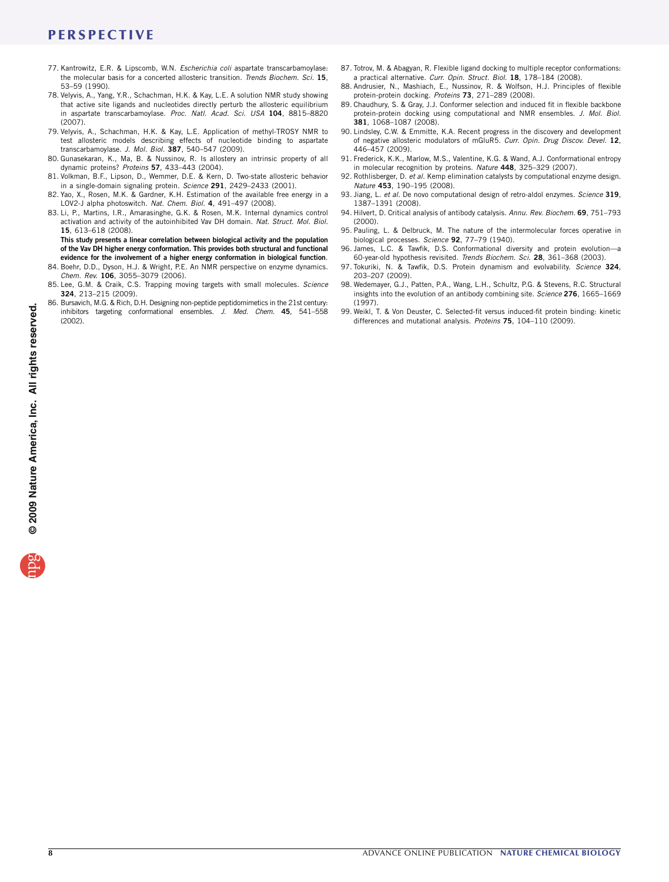77. Kantrowitz, E.R. & Lipscomb, W.N. *Escherichia coli* aspartate transcarbamoylase: the molecular basis for a concerted allosteric transition. *Trends Biochem. Sci.* **15**, 53–59 (1990).
78. Velyvis, A., Yang, Y.R., Schachman, H.K. & Kay, L.E. A solution NMR study showing that active site ligands and nucleotides directly perturb the allosteric equilibrium in aspartate transcarbamoylase. *Proc. Natl. Acad. Sci. USA* **104**, 8815–8820 (2007).
79. Velyvis, A., Schachman, H.K. & Kay, L.E. Application of methyl-TROSY NMR to test allosteric models describing effects of nucleotide binding to aspartate transcarbamoylase. *J. Mol. Biol.* **387**, 540–547 (2009).
80. Gunasekaran, K., Ma, B. & Nussinov, R. Is allostery an intrinsic property of all dynamic proteins? *Proteins* **57**, 433–443 (2004).
81. Volkman, B.F., Lipson, D., Wemmer, D.E. & Kern, D. Two-state allosteric behavior in a single-domain signaling protein. *Science* **291**, 2429–2433 (2001).
82. Yao, X., Rosen, M.K. & Gardner, K.H. Estimation of the available free energy in a LOV2-J alpha photoswitch. *Nat. Chem. Biol.* **4**, 491–497 (2008).
83. Li, P., Martins, I.R., Amarasinghe, G.K. & Rosen, M.K. Internal dynamics control activation and activity of the autoinhibited Vav DH domain. *Nat. Struct. Mol. Biol.* **15**, 613–618 (2008).
**This study presents a linear correlation between biological activity and the population of the Vav DH higher energy conformation. This provides both structural and functional evidence for the involvement of a higher energy conformation in biological function.**
84. Boehr, D.D., Dyson, H.J. & Wright, P.E. An NMR perspective on enzyme dynamics. *Chem. Rev.* **106**, 3055–3079 (2006).
85. Lee, G.M. & Craik, C.S. Trapping moving targets with small molecules. *Science* **324**, 213–215 (2009).
86. Bursavich, M.G. & Rich, D.H. Designing non-peptide peptidomimetics in the 21st century: inhibitors targeting conformational ensembles. *J. Med. Chem.* **45**, 541–558 (2002).
87. Totrov, M. & Abagyan, R. Flexible ligand docking to multiple receptor conformations: a practical alternative. *Curr. Opin. Struct. Biol.* **18**, 178–184 (2008).
88. Andrusier, N., Mashiach, E., Nussinov, R. & Wolfson, H.J. Principles of flexible protein-protein docking. *Proteins* **73**, 271–289 (2008).
89. Chaudhury, S. & Gray, J.J. Conformer selection and induced fit in flexible backbone protein-protein docking using computational and NMR ensembles. *J. Mol. Biol.* **381**, 1068–1087 (2008).
90. Lindsley, C.W. & Emmitte, K.A. Recent progress in the discovery and development of negative allosteric modulators of mGluR5. *Curr. Opin. Drug Discov. Devel.* **12**, 446–457 (2009).
91. Frederick, K.K., Marlow, M.S., Valentine, K.G. & Wand, A.J. Conformational entropy in molecular recognition by proteins. *Nature* **448**, 325–329 (2007).
92. Rothlisberger, D. *et al.* Kemp elimination catalysts by computational enzyme design. *Nature* **453**, 190–195 (2008).
93. Jiang, L. *et al.* De novo computational design of retro-aldol enzymes. *Science* **319**, 1387–1391 (2008).
94. Hilvert, D. Critical analysis of antibody catalysis. *Annu. Rev. Biochem.* **69**, 751–793 (2000).
95. Pauling, L. & Delbruck, M. The nature of the intermolecular forces operative in biological processes. *Science* **92**, 77–79 (1940).
96. James, L.C. & Tawfik, D.S. Conformational diversity and protein evolution—a 60-year-old hypothesis revisited. *Trends Biochem. Sci.* **28**, 361–368 (2003).
97. Tokuriki, N. & Tawfik, D.S. Protein dynamism and evolvability. *Science* **324**, 203–207 (2009).
98. Wedemayer, G.J., Patten, P.A., Wang, L.H., Schultz, P.G. & Stevens, R.C. Structural insights into the evolution of an antibody combining site. *Science* **276**, 1665–1669 (1997).
99. Weikl, T. & Von Deuster, C. Selected-fit versus induced-fit protein binding: kinetic differences and mutational analysis. *Proteins* **75**, 104–110 (2009).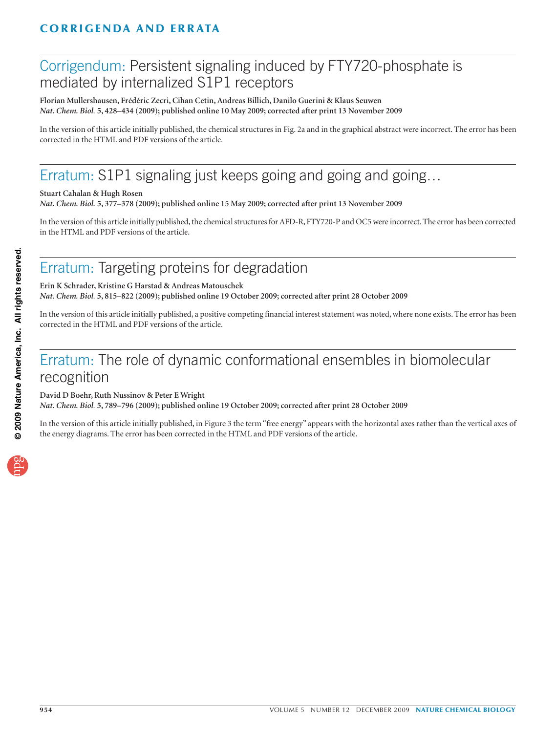# CORRIGENDA AND ERRATA

## Corrigendum: Persistent signaling induced by FTY720-phosphate is mediated by internalized S1P1 receptors

**Florian Mullershausen, Frédéric Zecri, Cihan Cetin, Andreas Billich, Danilo Guerini & Klaus Seuwen**
***Nat. Chem. Biol.* 5, 428–434 (2009); published online 10 May 2009; corrected after print 13 November 2009**

In the version of this article initially published, the chemical structures in Fig. 2a and in the graphical abstract were incorrect. The error has been corrected in the HTML and PDF versions of the article.

## Erratum: S1P1 signaling just keeps going and going and going…

**Stuart Cahalan & Hugh Rosen**
***Nat. Chem. Biol.* 5, 377–378 (2009); published online 15 May 2009; corrected after print 13 November 2009**

In the version of this article initially published, the chemical structures for AFD-R, FTY720-P and OC5 were incorrect. The error has been corrected in the HTML and PDF versions of the article.

## Erratum: Targeting proteins for degradation

**Erin K Schrader, Kristine G Harstad & Andreas Matouschek**
***Nat. Chem. Biol.* 5, 815–822 (2009); published online 19 October 2009; corrected after print 28 October 2009**

In the version of this article initially published, a positive competing financial interest statement was noted, where none exists. The error has been corrected in the HTML and PDF versions of the article.

## Erratum: The role of dynamic conformational ensembles in biomolecular recognition

**David D Boehr, Ruth Nussinov & Peter E Wright**
***Nat. Chem. Biol.* 5, 789–796 (2009); published online 19 October 2009; corrected after print 28 October 2009**

In the version of this article initially published, in Figure 3 the term "free energy" appears with the horizontal axes rather than the vertical axes of the energy diagrams. The error has been corrected in the HTML and PDF versions of the article.